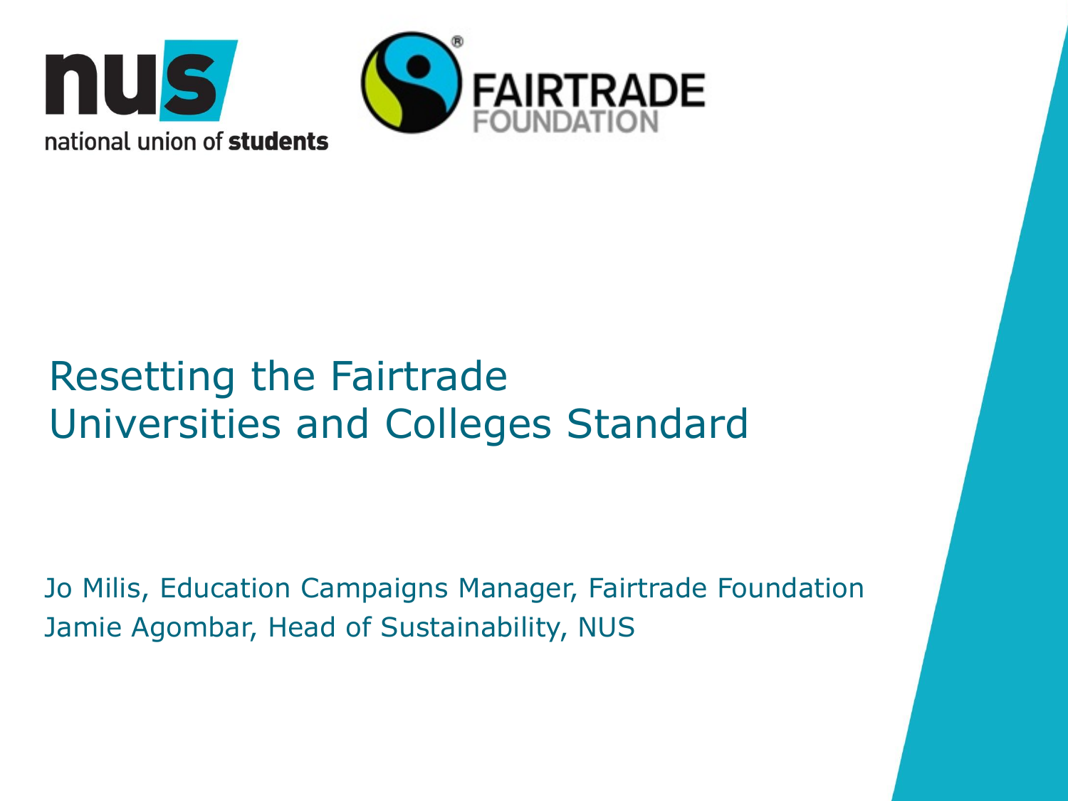nus

national union of students

FAIRTRADE FOUNDATION

# Resetting the Fairtrade Universities and Colleges Standard

Jo Milis, Education Campaigns Manager, Fairtrade Foundation

Jamie Agombar, Head of Sustainability, NUS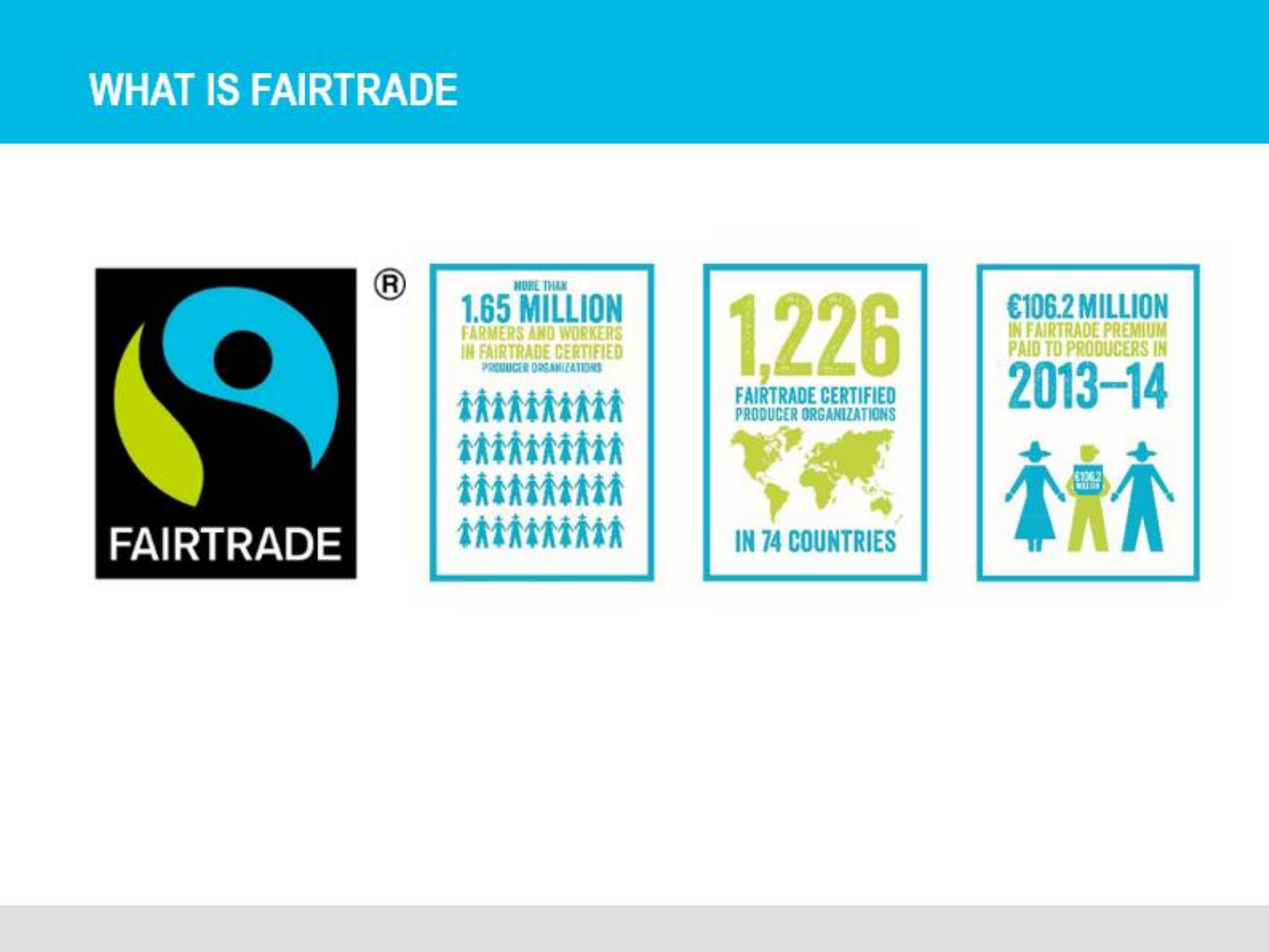# WHAT IS FAIRTRADE

FAIRTRADE®

MORE THAN **1.65 MILLION** FARMERS AND WORKERS IN FAIRTRADE CERTIFIED PRODUCER ORGANIZATIONS

**1,226** FAIRTRADE CERTIFIED PRODUCER ORGANIZATIONS IN 74 COUNTRIES

**€106.2 MILLION** IN FAIRTRADE PREMIUM PAID TO PRODUCERS IN **2013–14**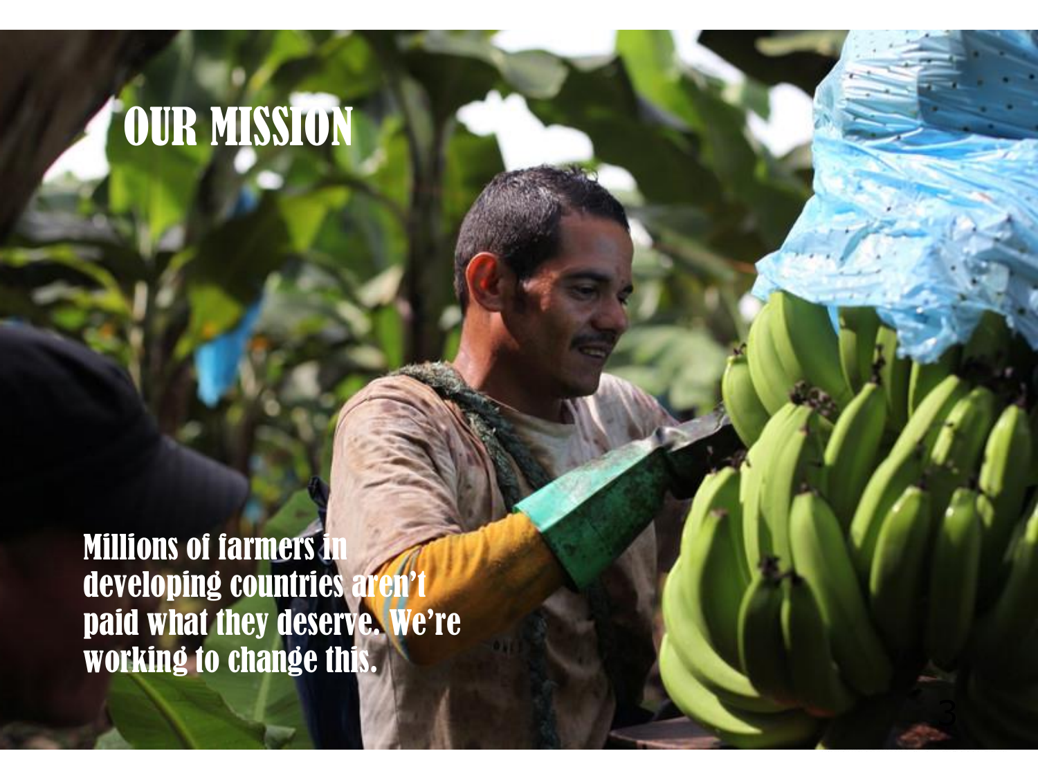# OUR MISSION

Millions of farmers in developing countries aren't paid what they deserve. We're working to change this.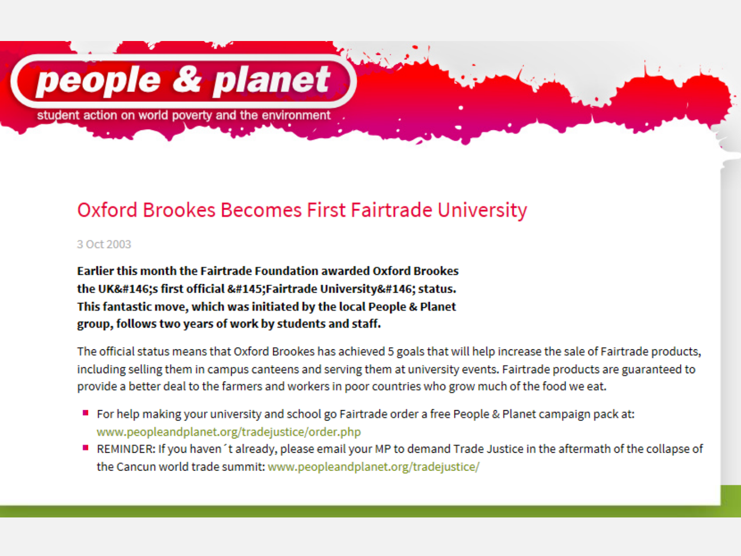people & planet

student action on world poverty and the environment

# Oxford Brookes Becomes First Fairtrade University

3 Oct 2003

**Earlier this month the Fairtrade Foundation awarded Oxford Brookes the UK&#146;s first official &#145;Fairtrade University&#146; status. This fantastic move, which was initiated by the local People & Planet group, follows two years of work by students and staff.**

The official status means that Oxford Brookes has achieved 5 goals that will help increase the sale of Fairtrade products, including selling them in campus canteens and serving them at university events. Fairtrade products are guaranteed to provide a better deal to the farmers and workers in poor countries who grow much of the food we eat.

- For help making your university and school go Fairtrade order a free People & Planet campaign pack at: www.peopleandplanet.org/tradejustice/order.php
- REMINDER: If you haven´t already, please email your MP to demand Trade Justice in the aftermath of the collapse of the Cancun world trade summit: www.peopleandplanet.org/tradejustice/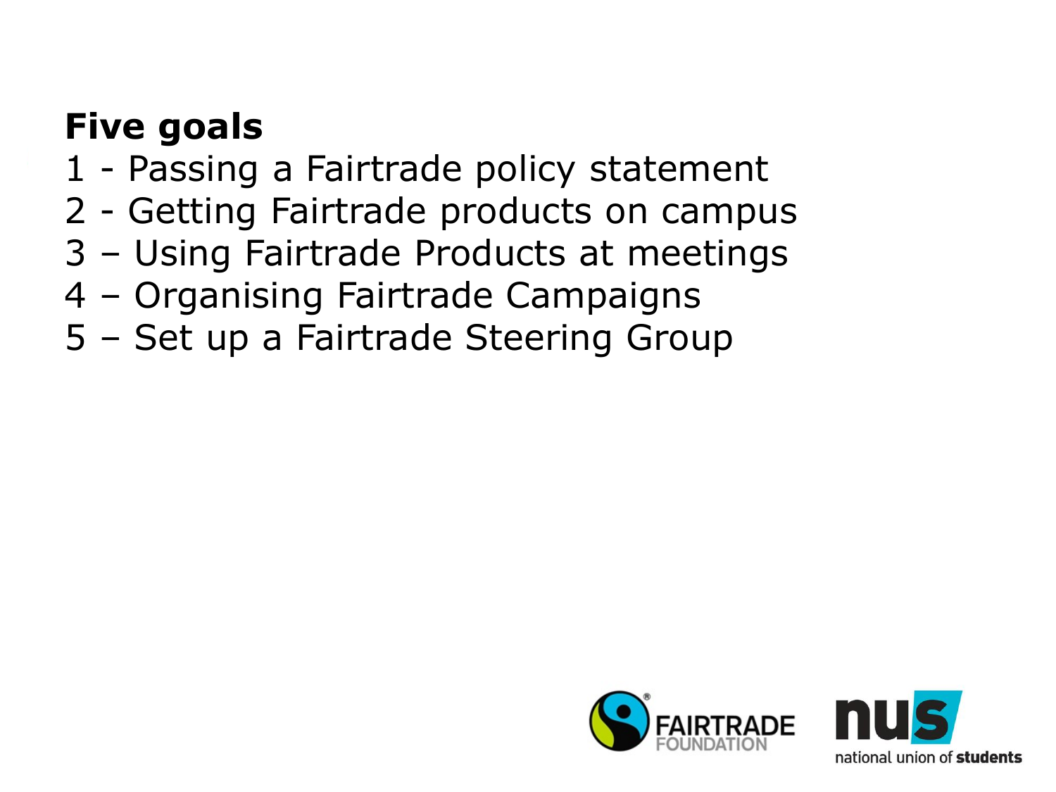**Five goals**

1 - Passing a Fairtrade policy statement
2 - Getting Fairtrade products on campus
3 – Using Fairtrade Products at meetings
4 – Organising Fairtrade Campaigns
5 – Set up a Fairtrade Steering Group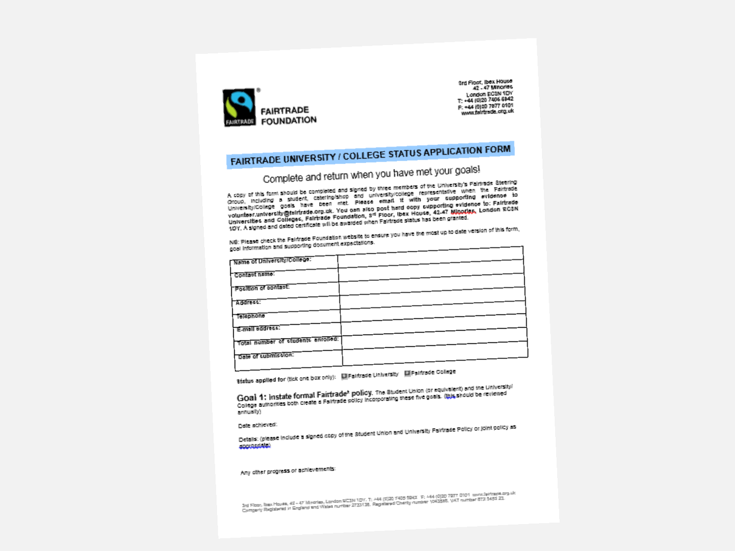FAIRTRADE FOUNDATION

3rd Floor, Ibex House
42 - 47 Minories
London EC3N 1DY
T: +44 (0)20 7405 5942
F: +44 (0)20 7977 0101
www.fairtrade.org.uk

## FAIRTRADE UNIVERSITY / COLLEGE STATUS APPLICATION FORM

### Complete and return when you have met your goals!

A copy of this form should be completed and signed by three members of the University's Fairtrade Steering Group, including a student, catering/shop and university/college representative when the Fairtrade University/College goals have been met. Please email it with your supporting evidence to volunteer.university@fairtrade.org.uk. You can also post hard copy supporting evidence to: Fairtrade Universities and Colleges, Fairtrade Foundation, 3rd Floor, Ibex House, 42-47 Minories, London EC3N 1DY. A signed and dated certificate will be awarded when Fairtrade status has been granted.

NB: Please check the Fairtrade Foundation website to ensure you have the most up to date version of this form, goal information and supporting document expectations.

| | |
|---|---|
| Name of University/College: | |
| Contact name: | |
| Position of contact: | |
| Address: | |
| Telephone | |
| E-mail address: | |
| Total number of students enrolled: | |
| Date of submission: | |

Status applied for (tick one box only): ☐ Fairtrade University ☐ Fairtrade College

**Goal 1: Instate formal Fairtrade\* policy.** The Student Union (or equivalent) and the University/College authorities both create a Fairtrade policy incorporating these five goals. (this should be reviewed annually)

Date achieved:

Details: (please include a signed copy of the Student Union and University Fairtrade Policy or joint policy as appropriate)

Any other progress or achievements:

3rd Floor, Ibex House, 42 - 47 Minories, London EC3N 1DY. T: +44 (0)20 7405 5942 F: +44 (0)20 7977 0101 www.fairtrade.org.uk
Company Registered in England and Wales number 2733136. Registered Charity number 1043886. VAT number 872 5453 23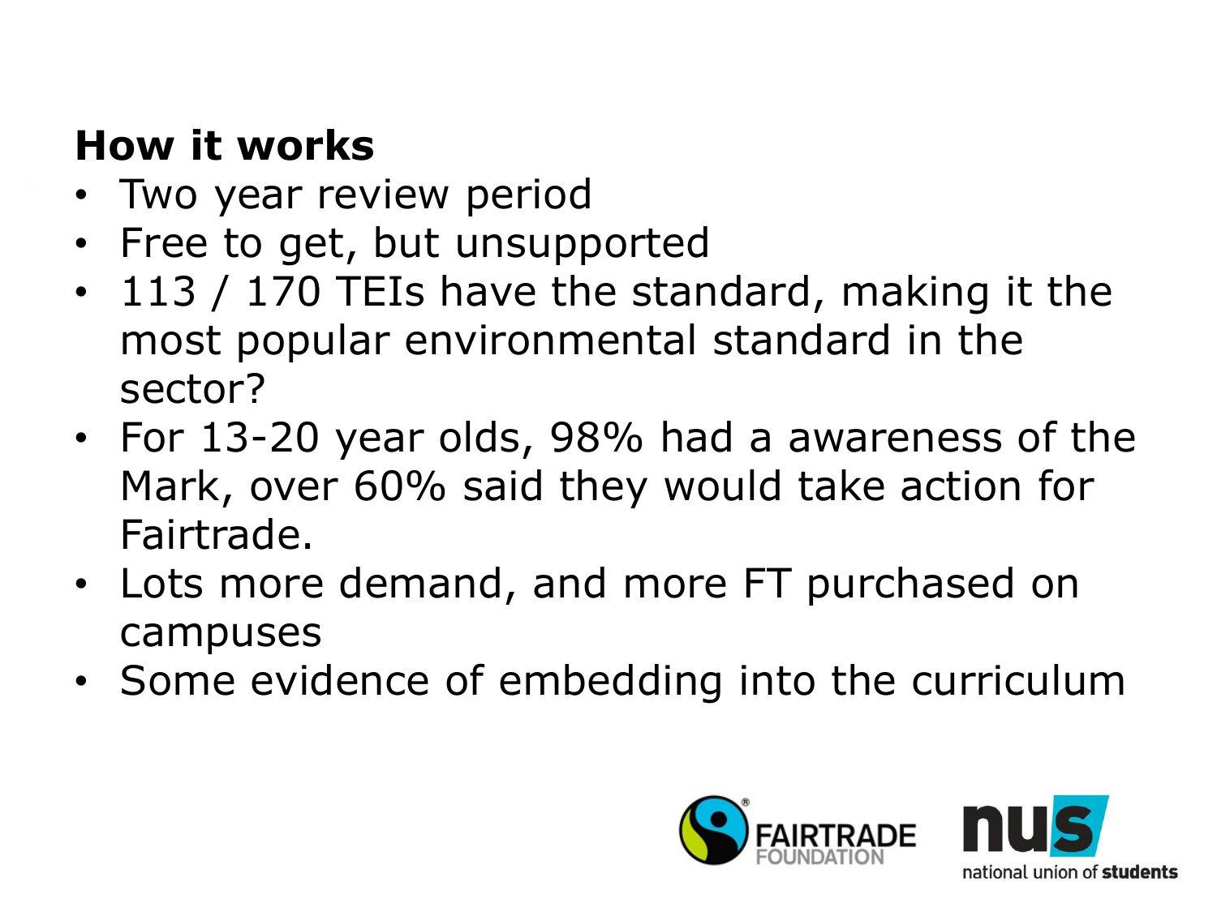## How it works

- Two year review period
- Free to get, but unsupported
- 113 / 170 TEIs have the standard, making it the most popular environmental standard in the sector?
- For 13-20 year olds, 98% had a awareness of the Mark, over 60% said they would take action for Fairtrade.
- Lots more demand, and more FT purchased on campuses
- Some evidence of embedding into the curriculum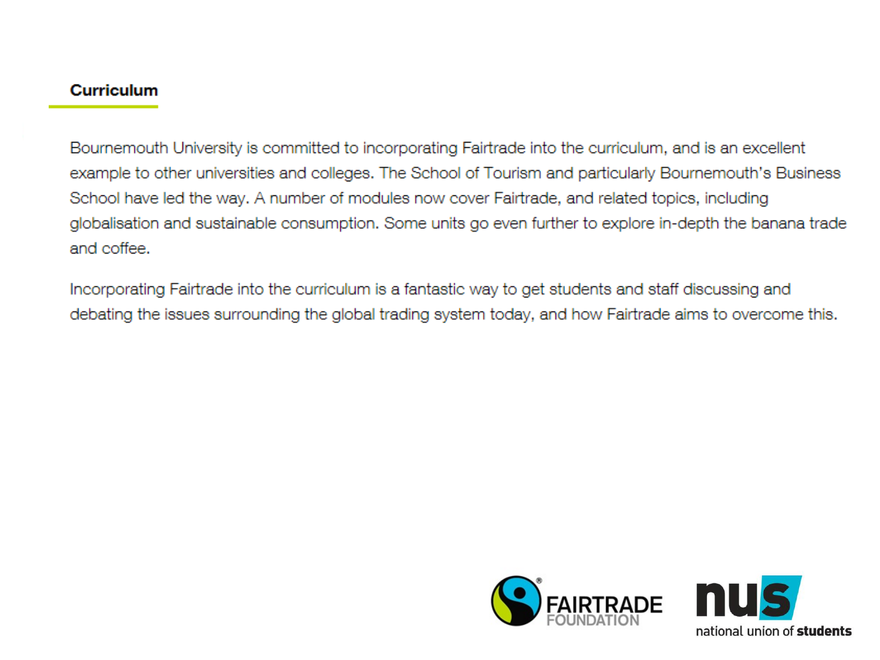## Curriculum

Bournemouth University is committed to incorporating Fairtrade into the curriculum, and is an excellent example to other universities and colleges. The School of Tourism and particularly Bournemouth's Business School have led the way. A number of modules now cover Fairtrade, and related topics, including globalisation and sustainable consumption. Some units go even further to explore in-depth the banana trade and coffee.

Incorporating Fairtrade into the curriculum is a fantastic way to get students and staff discussing and debating the issues surrounding the global trading system today, and how Fairtrade aims to overcome this.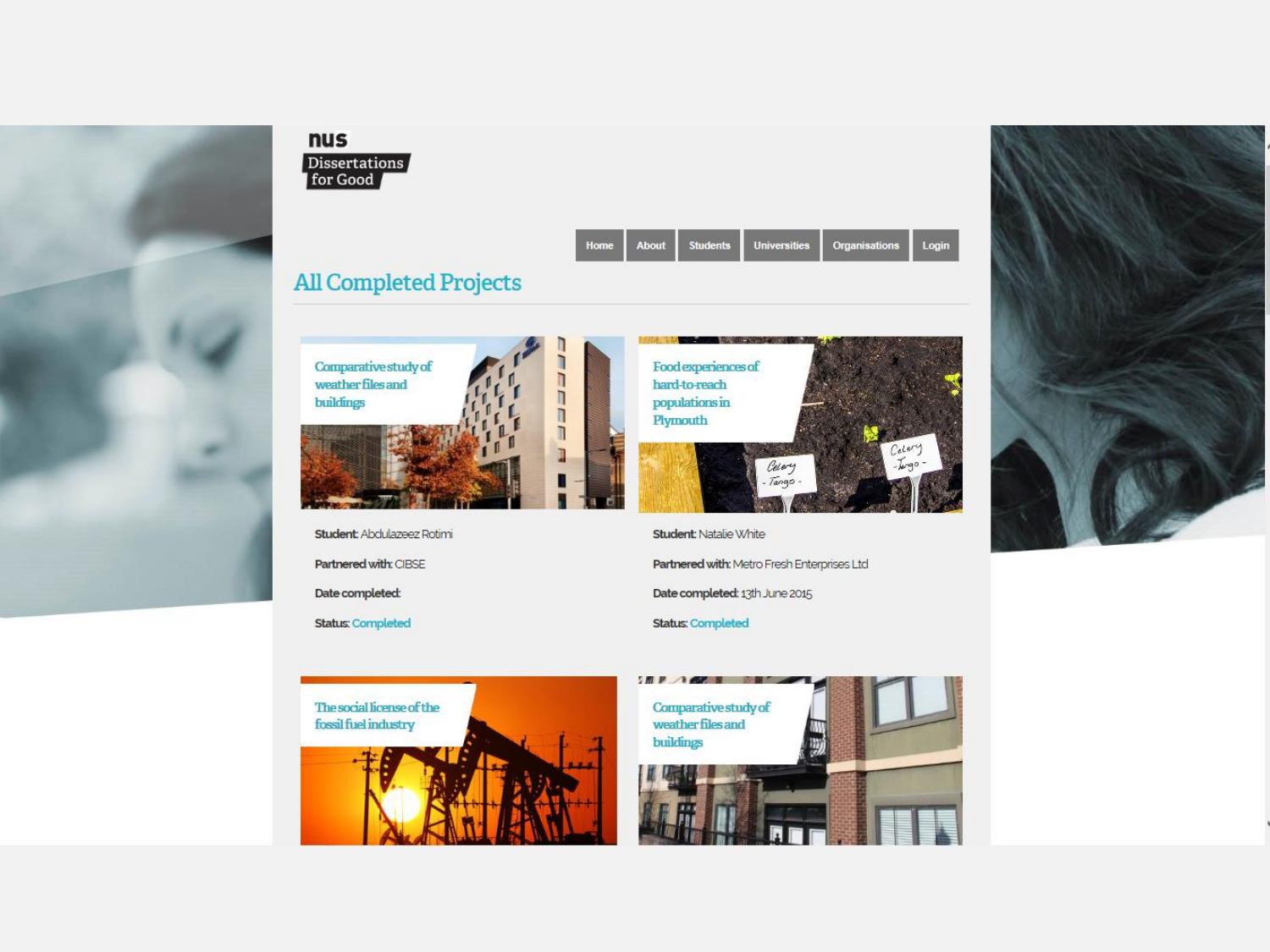nus

Dissertations for Good

Home | About | Students | Universities | Organisations | Login

## All Completed Projects

### Comparative study of weather files and buildings

**Student:** Abdulazeez Rotimi

**Partnered with:** CIBSE

**Date completed:**

**Status:** Completed

### Food experiences of hard-to-reach populations in Plymouth

**Student:** Natalie White

**Partnered with:** Metro Fresh Enterprises Ltd

**Date completed:** 13th June 2015

**Status:** Completed

### The social license of the fossil fuel industry

### Comparative study of weather files and buildings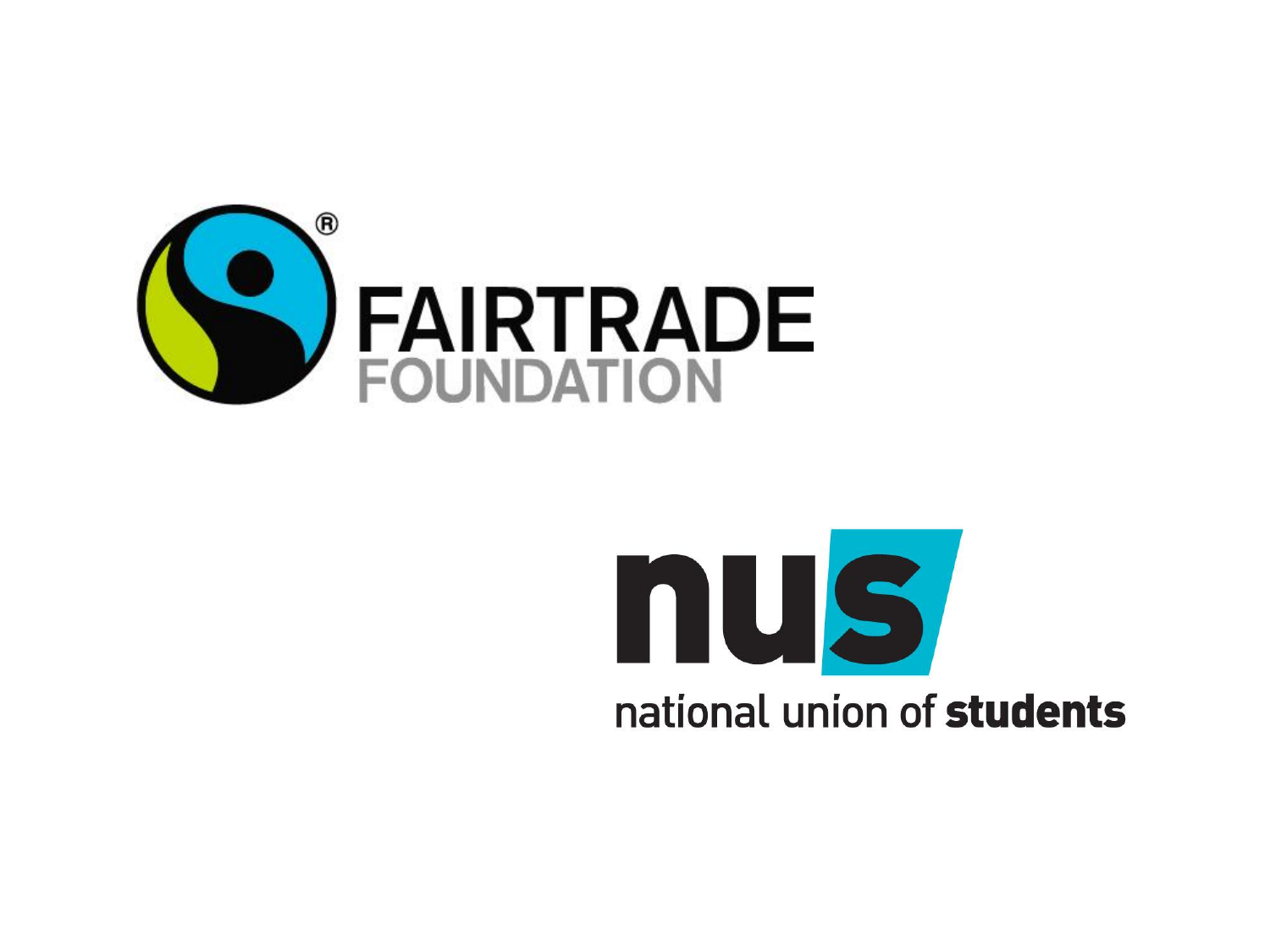FAIRTRADE FOUNDATION

national union of students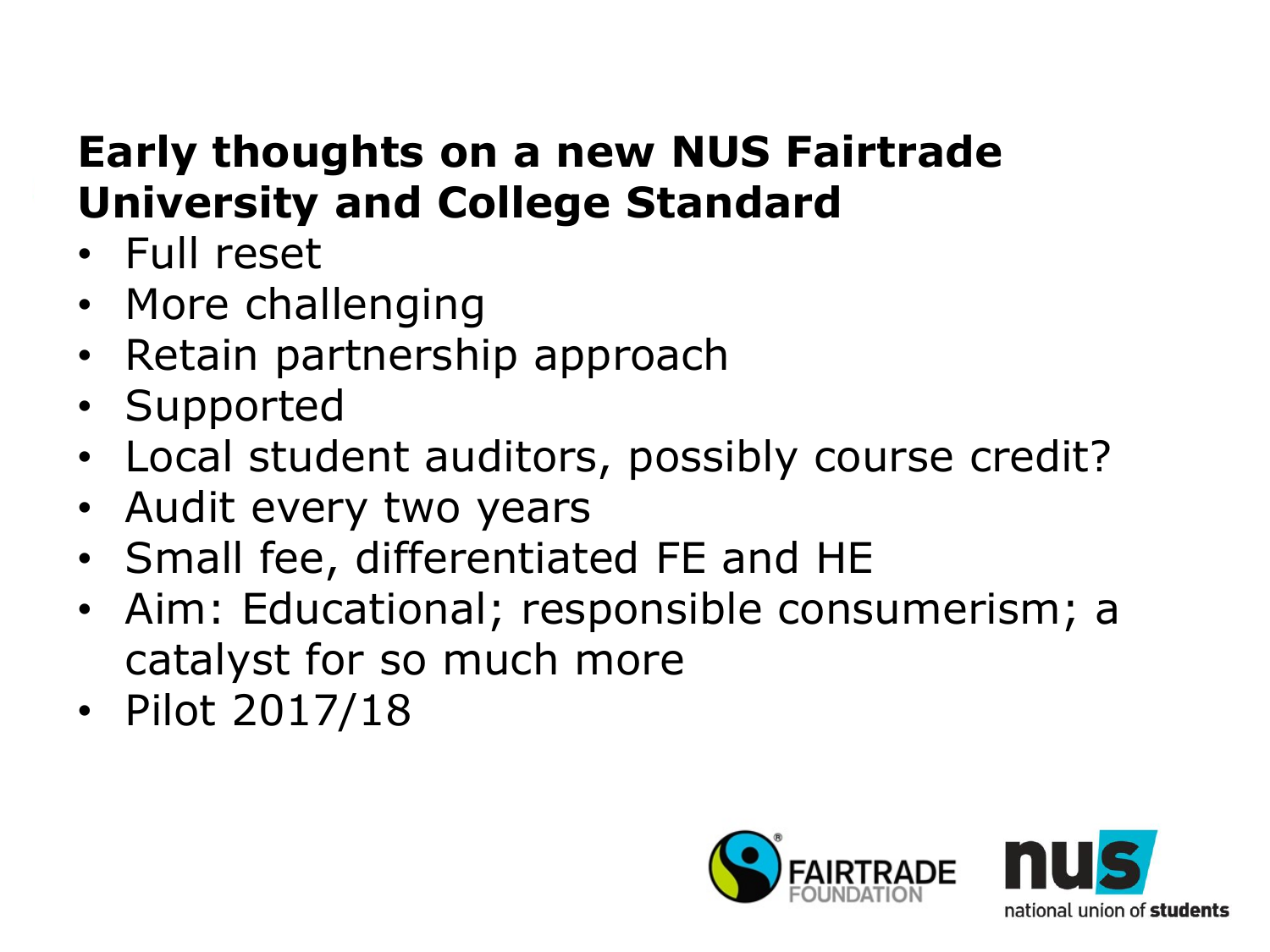## Early thoughts on a new NUS Fairtrade University and College Standard

- Full reset
- More challenging
- Retain partnership approach
- Supported
- Local student auditors, possibly course credit?
- Audit every two years
- Small fee, differentiated FE and HE
- Aim: Educational; responsible consumerism; a catalyst for so much more
- Pilot 2017/18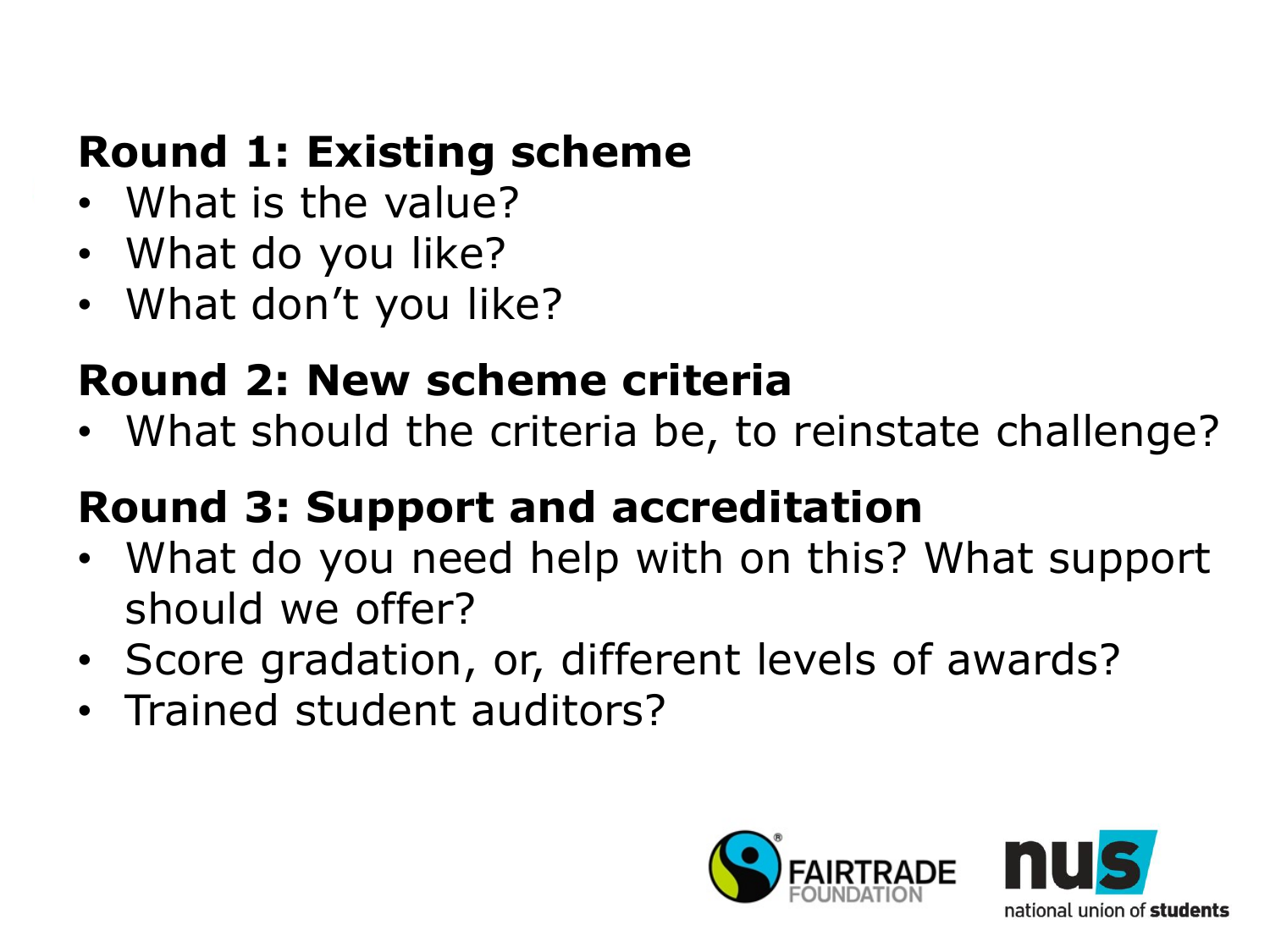## Round 1: Existing scheme

- What is the value?
- What do you like?
- What don't you like?

## Round 2: New scheme criteria

- What should the criteria be, to reinstate challenge?

## Round 3: Support and accreditation

- What do you need help with on this? What support should we offer?
- Score gradation, or, different levels of awards?
- Trained student auditors?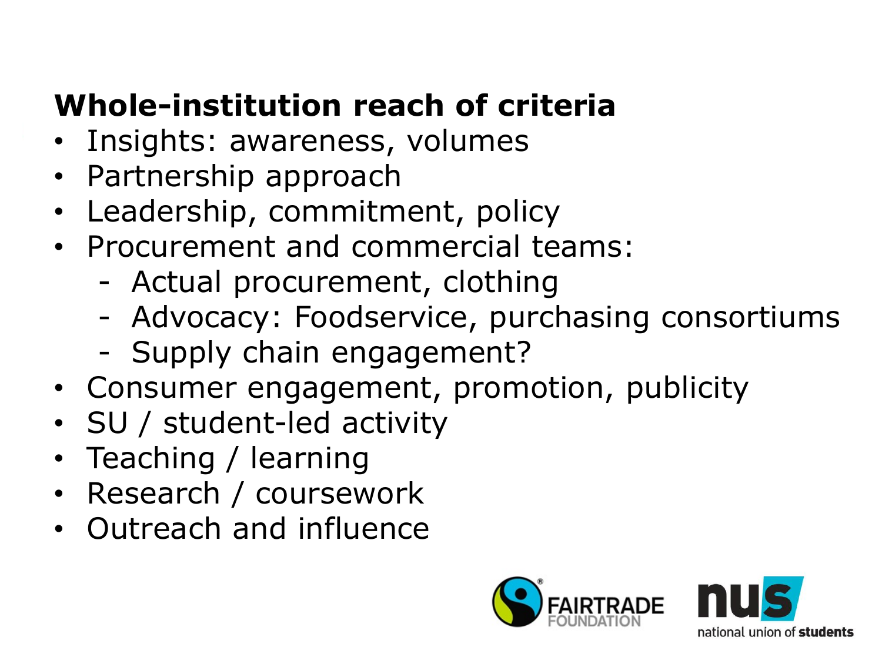## Whole-institution reach of criteria

- Insights: awareness, volumes
- Partnership approach
- Leadership, commitment, policy
- Procurement and commercial teams:
  - Actual procurement, clothing
  - Advocacy: Foodservice, purchasing consortiums
  - Supply chain engagement?
- Consumer engagement, promotion, publicity
- SU / student-led activity
- Teaching / learning
- Research / coursework
- Outreach and influence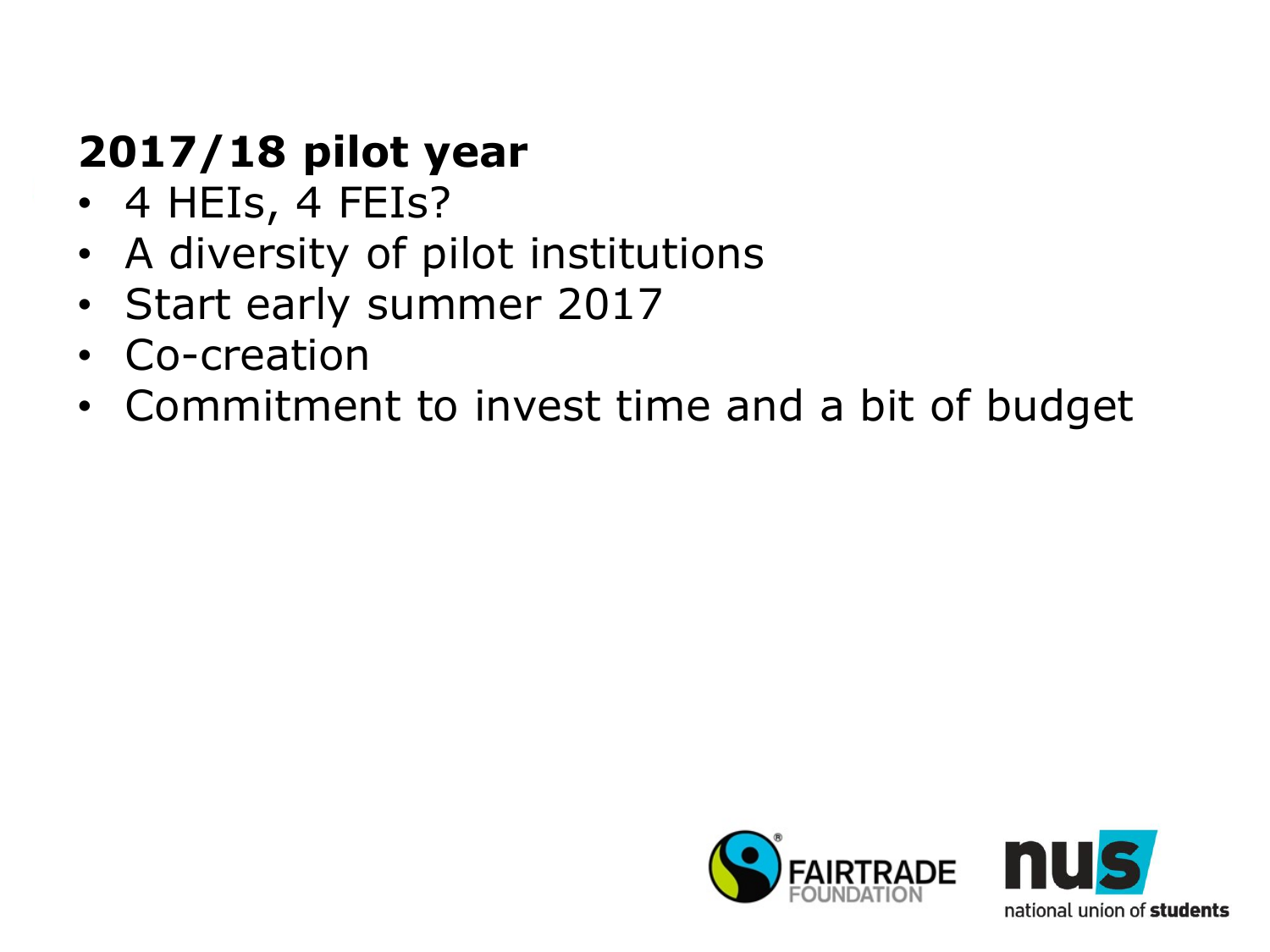## 2017/18 pilot year

- 4 HEIs, 4 FEIs?
- A diversity of pilot institutions
- Start early summer 2017
- Co-creation
- Commitment to invest time and a bit of budget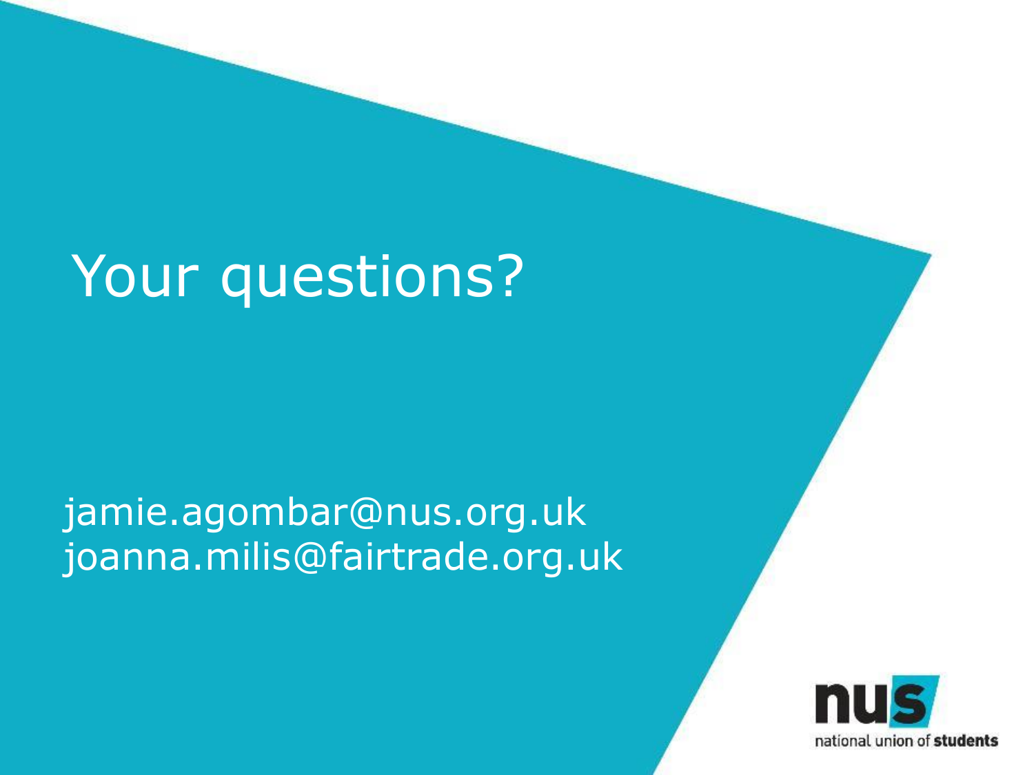# Your questions?

jamie.agombar@nus.org.uk
joanna.milis@fairtrade.org.uk

nus national union of students